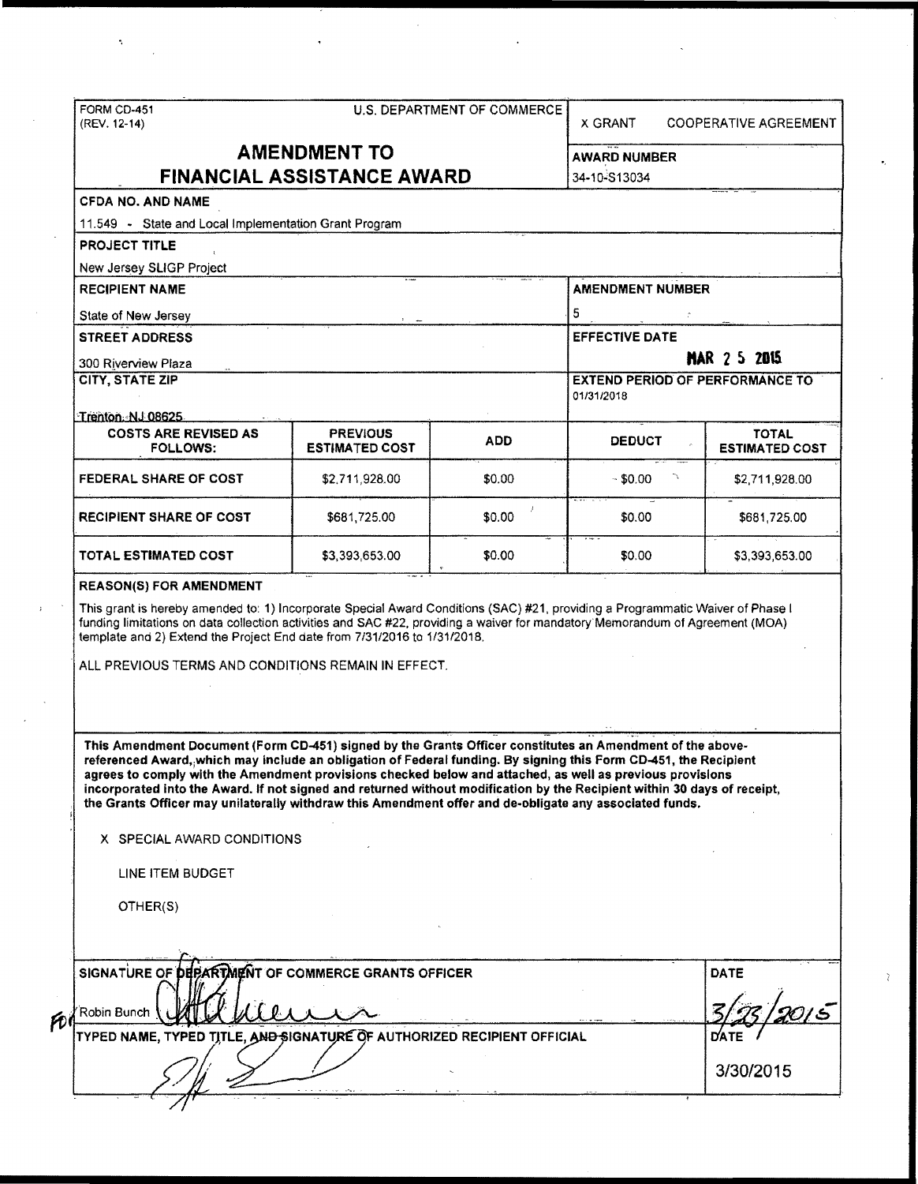FORM CD-451
(REV. 12-14)

U.S. DEPARTMENT OF COMMERCE

X GRANT COOPERATIVE AGREEMENT

# AMENDMENT TO FINANCIAL ASSISTANCE AWARD

**AWARD NUMBER**
34-10-S13034

**CFDA NO. AND NAME**
11.549 - State and Local Implementation Grant Program

**PROJECT TITLE**
New Jersey SLIGP Project

**RECIPIENT NAME**
State of New Jersey

**AMENDMENT NUMBER**
5

**STREET ADDRESS**
300 Riverview Plaza

**EFFECTIVE DATE**
MAR 2 5 2015

**CITY, STATE ZIP**
Trenton, NJ 08625

**EXTEND PERIOD OF PERFORMANCE TO**
01/31/2018

| COSTS ARE REVISED AS FOLLOWS: | PREVIOUS ESTIMATED COST | ADD | DEDUCT | TOTAL ESTIMATED COST |
|---|---|---|---|---|
| FEDERAL SHARE OF COST | $2,711,928.00 | $0.00 | $0.00 | $2,711,928.00 |
| RECIPIENT SHARE OF COST | $681,725.00 | $0.00 | $0.00 | $681,725.00 |
| TOTAL ESTIMATED COST | $3,393,653.00 | $0.00 | $0.00 | $3,393,653.00 |

**REASON(S) FOR AMENDMENT**

This grant is hereby amended to: 1) Incorporate Special Award Conditions (SAC) #21, providing a Programmatic Waiver of Phase I funding limitations on data collection activities and SAC #22, providing a waiver for mandatory Memorandum of Agreement (MOA) template and 2) Extend the Project End date from 7/31/2016 to 1/31/2018.

ALL PREVIOUS TERMS AND CONDITIONS REMAIN IN EFFECT.

**This Amendment Document (Form CD-451) signed by the Grants Officer constitutes an Amendment of the above-referenced Award, which may include an obligation of Federal funding. By signing this Form CD-451, the Recipient agrees to comply with the Amendment provisions checked below and attached, as well as previous provisions incorporated into the Award. If not signed and returned without modification by the Recipient within 30 days of receipt, the Grants Officer may unilaterally withdraw this Amendment offer and de-obligate any associated funds.**

X SPECIAL AWARD CONDITIONS

LINE ITEM BUDGET

OTHER(S)

**SIGNATURE OF DEPARTMENT OF COMMERCE GRANTS OFFICER**
FOR Robin Bunch

**DATE**
3/23/2015

**TYPED NAME, TYPED TITLE, AND SIGNATURE OF AUTHORIZED RECIPIENT OFFICIAL**

**DATE**
3/30/2015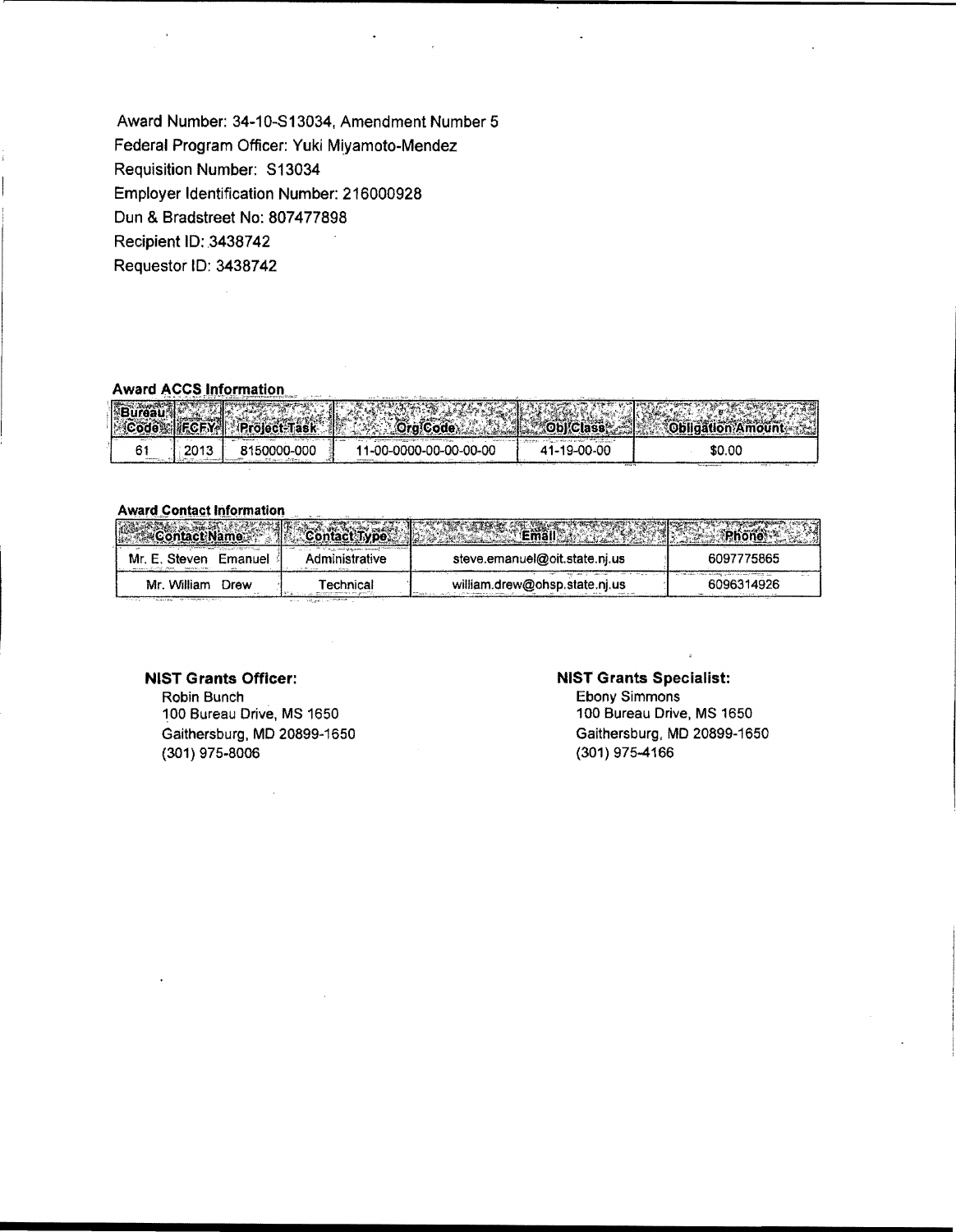Award Number: 34-10-S13034, Amendment Number 5
Federal Program Officer: Yuki Miyamoto-Mendez
Requisition Number: S13034
Employer Identification Number: 216000928
Dun & Bradstreet No: 807477898
Recipient ID: 3438742
Requestor ID: 3438742

**Award ACCS Information**

| Bureau Code | FCFY | Project-Task | Org Code | Obj Class | Obligation Amount |
|---|---|---|---|---|---|
| 61 | 2013 | 8150000-000 | 11-00-0000-00-00-00-00 | 41-19-00-00 | $0.00 |

**Award Contact Information**

| Contact Name | Contact Type | Email | Phone |
|---|---|---|---|
| Mr. E. Steven Emanuel | Administrative | steve.emanuel@oit.state.nj.us | 6097775865 |
| Mr. William Drew | Technical | william.drew@ohsp.state.nj.us | 6096314926 |

**NIST Grants Officer:**
Robin Bunch
100 Bureau Drive, MS 1650
Gaithersburg, MD 20899-1650
(301) 975-8006

**NIST Grants Specialist:**
Ebony Simmons
100 Bureau Drive, MS 1650
Gaithersburg, MD 20899-1650
(301) 975-4166